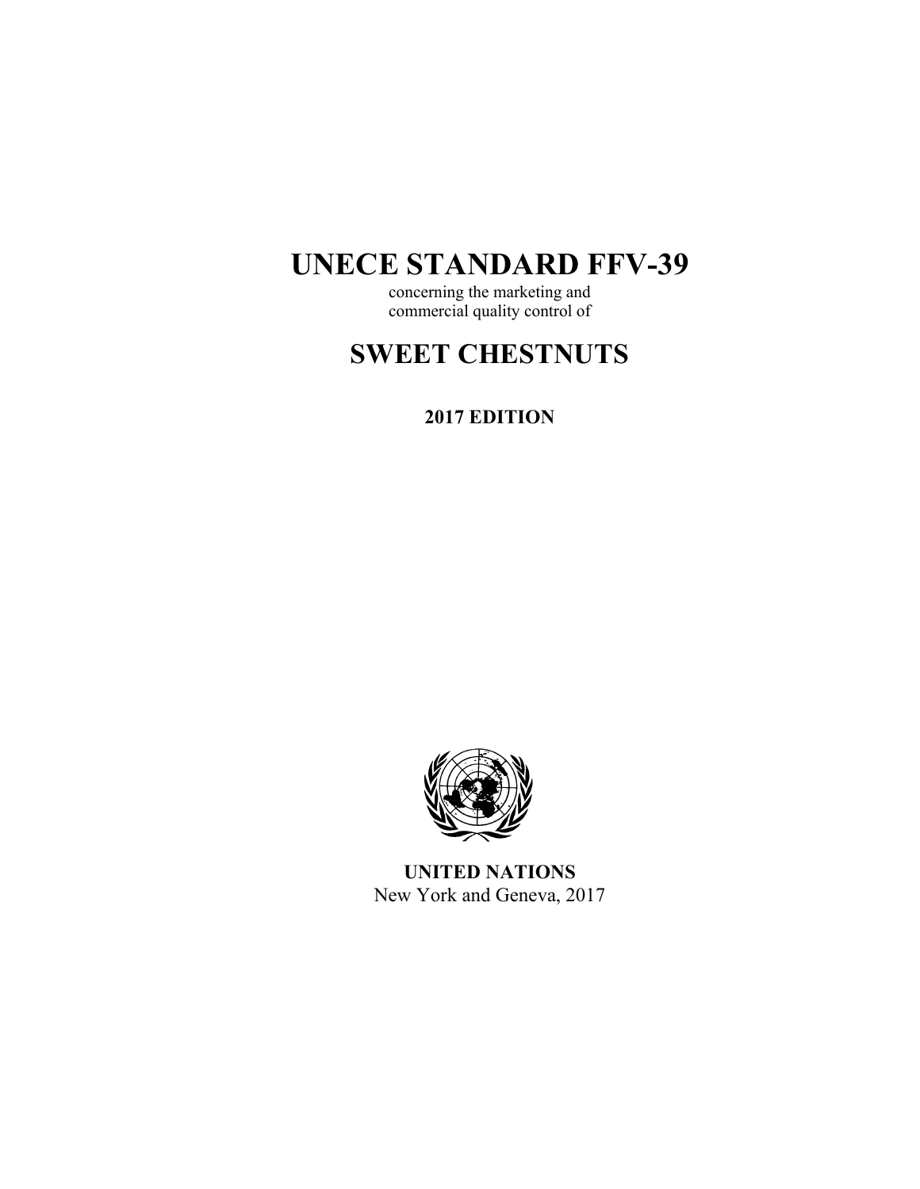# UNECE STANDARD FFV-39

concerning the marketing and
commercial quality control of

# SWEET CHESTNUTS

**2017 EDITION**

**UNITED NATIONS**
New York and Geneva, 2017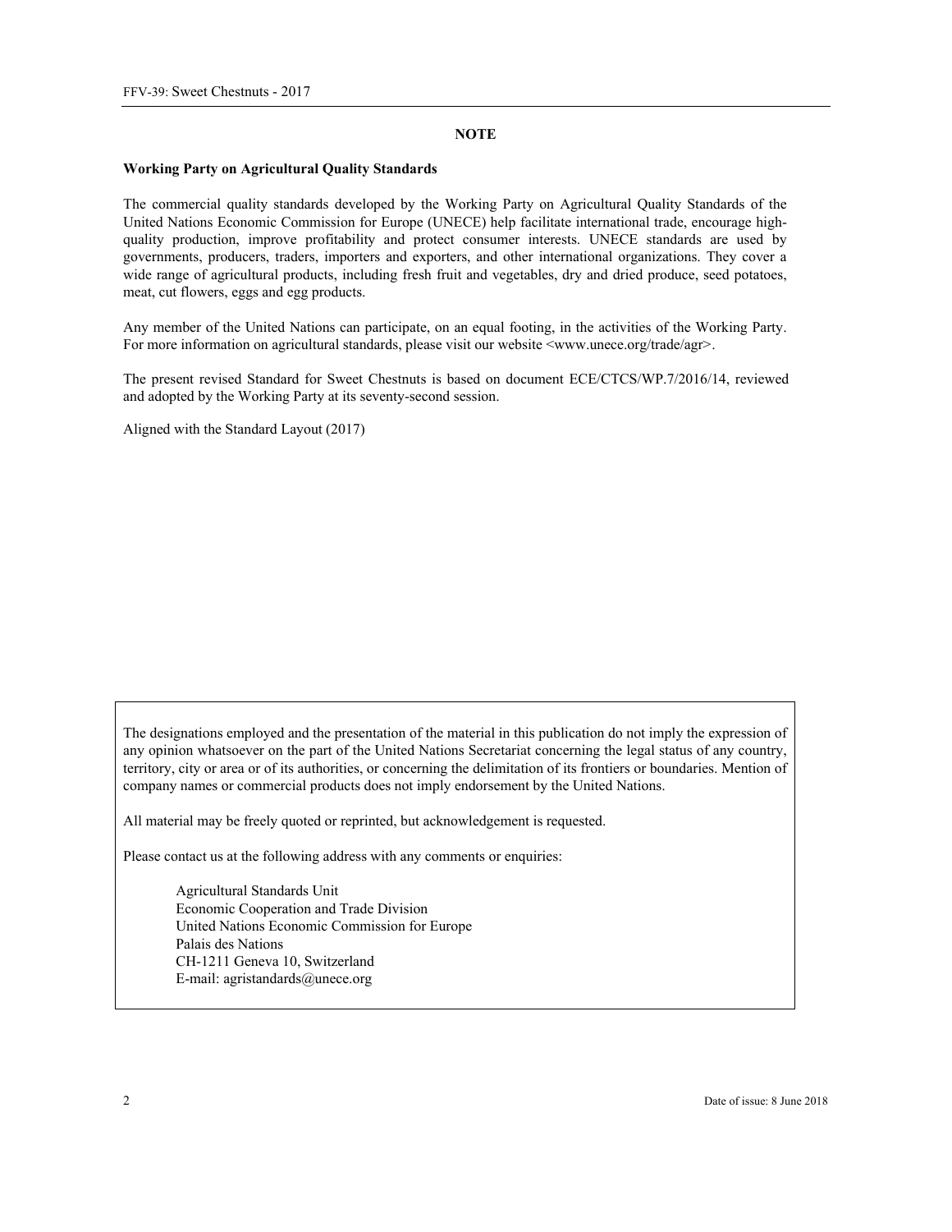## NOTE

**Working Party on Agricultural Quality Standards**

The commercial quality standards developed by the Working Party on Agricultural Quality Standards of the United Nations Economic Commission for Europe (UNECE) help facilitate international trade, encourage high-quality production, improve profitability and protect consumer interests. UNECE standards are used by governments, producers, traders, importers and exporters, and other international organizations. They cover a wide range of agricultural products, including fresh fruit and vegetables, dry and dried produce, seed potatoes, meat, cut flowers, eggs and egg products.

Any member of the United Nations can participate, on an equal footing, in the activities of the Working Party. For more information on agricultural standards, please visit our website <www.unece.org/trade/agr>.

The present revised Standard for Sweet Chestnuts is based on document ECE/CTCS/WP.7/2016/14, reviewed and adopted by the Working Party at its seventy-second session.

Aligned with the Standard Layout (2017)

The designations employed and the presentation of the material in this publication do not imply the expression of any opinion whatsoever on the part of the United Nations Secretariat concerning the legal status of any country, territory, city or area or of its authorities, or concerning the delimitation of its frontiers or boundaries. Mention of company names or commercial products does not imply endorsement by the United Nations.

All material may be freely quoted or reprinted, but acknowledgement is requested.

Please contact us at the following address with any comments or enquiries:

Agricultural Standards Unit
Economic Cooperation and Trade Division
United Nations Economic Commission for Europe
Palais des Nations
CH-1211 Geneva 10, Switzerland
E-mail: agristandards@unece.org

Date of issue: 8 June 2018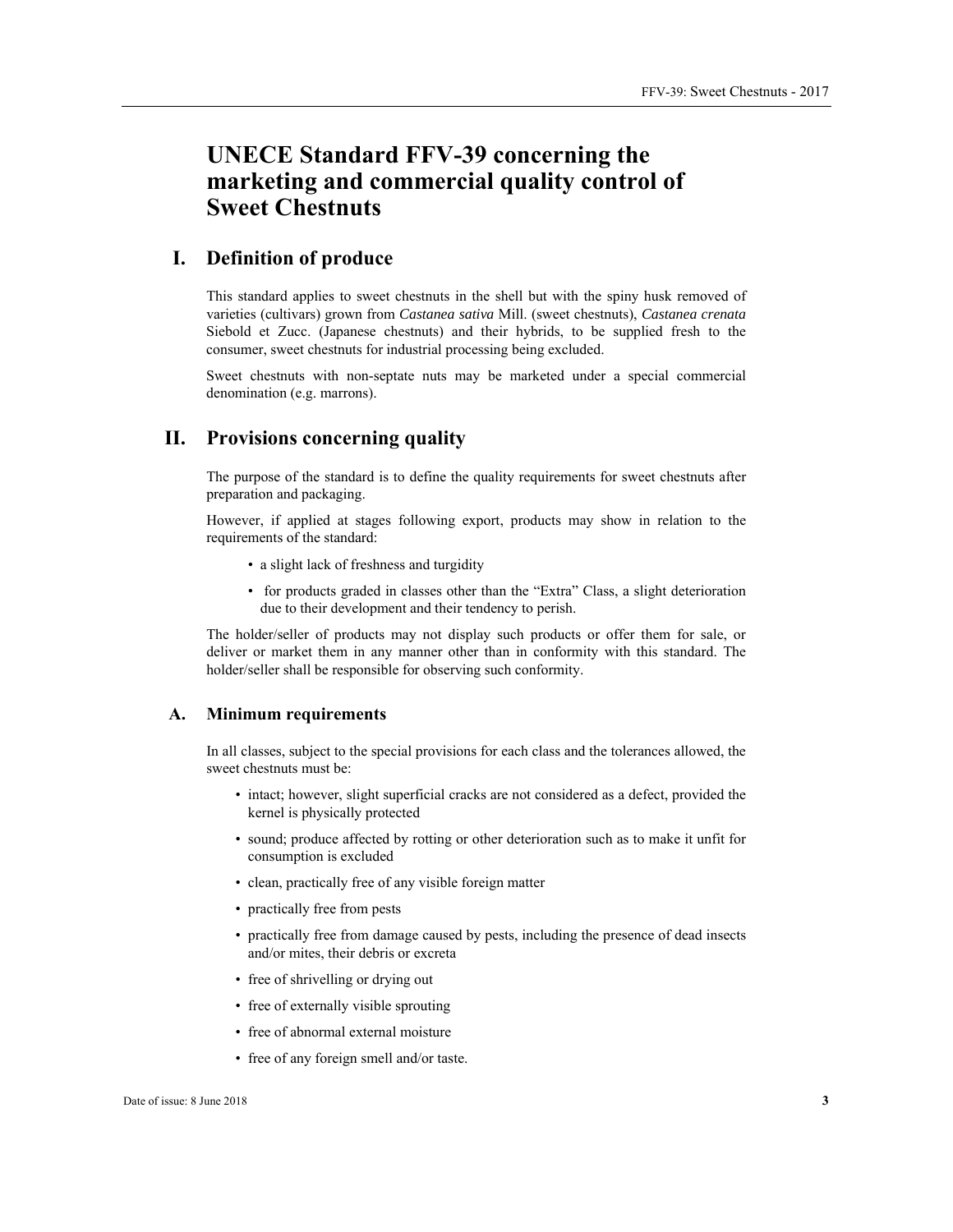# UNECE Standard FFV-39 concerning the marketing and commercial quality control of Sweet Chestnuts

## I. Definition of produce

This standard applies to sweet chestnuts in the shell but with the spiny husk removed of varieties (cultivars) grown from *Castanea sativa* Mill. (sweet chestnuts), *Castanea crenata* Siebold et Zucc. (Japanese chestnuts) and their hybrids, to be supplied fresh to the consumer, sweet chestnuts for industrial processing being excluded.

Sweet chestnuts with non-septate nuts may be marketed under a special commercial denomination (e.g. marrons).

## II. Provisions concerning quality

The purpose of the standard is to define the quality requirements for sweet chestnuts after preparation and packaging.

However, if applied at stages following export, products may show in relation to the requirements of the standard:

- a slight lack of freshness and turgidity
- for products graded in classes other than the "Extra" Class, a slight deterioration due to their development and their tendency to perish.

The holder/seller of products may not display such products or offer them for sale, or deliver or market them in any manner other than in conformity with this standard. The holder/seller shall be responsible for observing such conformity.

### A. Minimum requirements

In all classes, subject to the special provisions for each class and the tolerances allowed, the sweet chestnuts must be:

- intact; however, slight superficial cracks are not considered as a defect, provided the kernel is physically protected
- sound; produce affected by rotting or other deterioration such as to make it unfit for consumption is excluded
- clean, practically free of any visible foreign matter
- practically free from pests
- practically free from damage caused by pests, including the presence of dead insects and/or mites, their debris or excreta
- free of shrivelling or drying out
- free of externally visible sprouting
- free of abnormal external moisture
- free of any foreign smell and/or taste.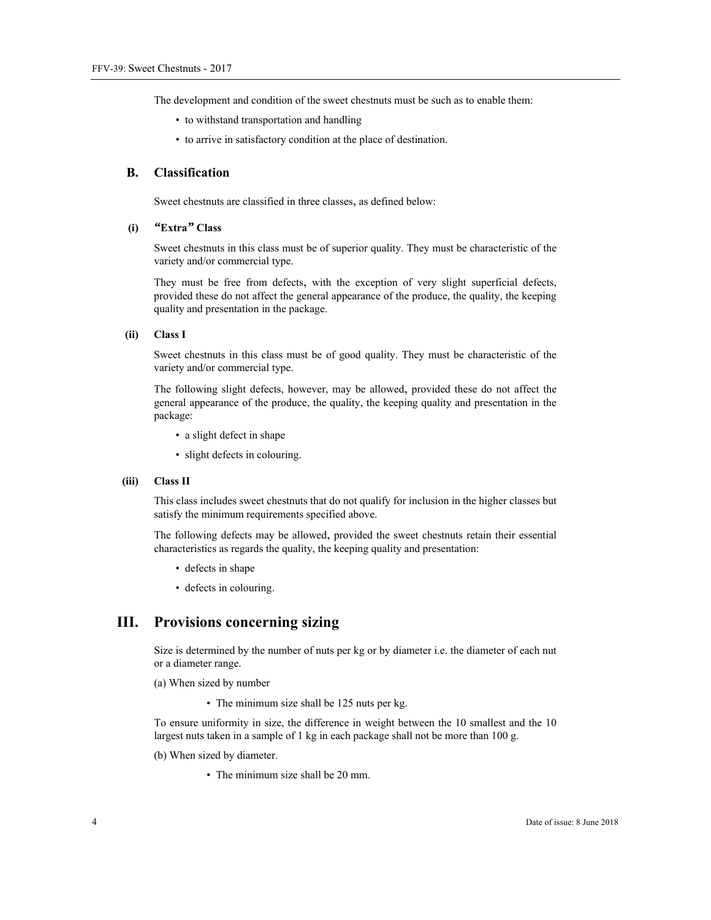The development and condition of the sweet chestnuts must be such as to enable them:

- to withstand transportation and handling
- to arrive in satisfactory condition at the place of destination.

### B. Classification

Sweet chestnuts are classified in three classes, as defined below:

#### (i) "Extra" Class

Sweet chestnuts in this class must be of superior quality. They must be characteristic of the variety and/or commercial type.

They must be free from defects, with the exception of very slight superficial defects, provided these do not affect the general appearance of the produce, the quality, the keeping quality and presentation in the package.

#### (ii) Class I

Sweet chestnuts in this class must be of good quality. They must be characteristic of the variety and/or commercial type.

The following slight defects, however, may be allowed, provided these do not affect the general appearance of the produce, the quality, the keeping quality and presentation in the package:

- a slight defect in shape
- slight defects in colouring.

#### (iii) Class II

This class includes sweet chestnuts that do not qualify for inclusion in the higher classes but satisfy the minimum requirements specified above.

The following defects may be allowed, provided the sweet chestnuts retain their essential characteristics as regards the quality, the keeping quality and presentation:

- defects in shape
- defects in colouring.

## III. Provisions concerning sizing

Size is determined by the number of nuts per kg or by diameter i.e. the diameter of each nut or a diameter range.

(a) When sized by number

- The minimum size shall be 125 nuts per kg.

To ensure uniformity in size, the difference in weight between the 10 smallest and the 10 largest nuts taken in a sample of 1 kg in each package shall not be more than 100 g.

(b) When sized by diameter.

- The minimum size shall be 20 mm.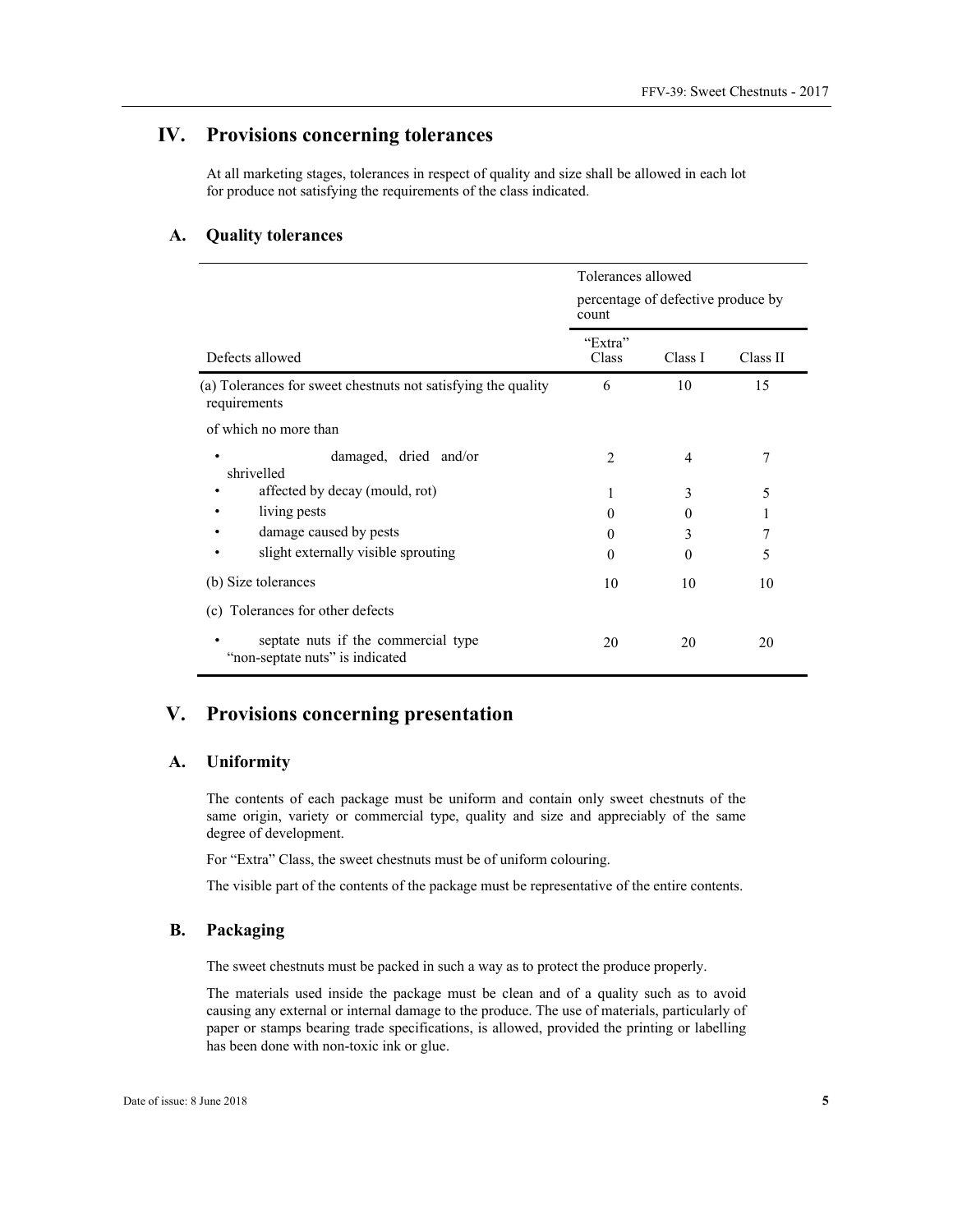## IV. Provisions concerning tolerances

At all marketing stages, tolerances in respect of quality and size shall be allowed in each lot for produce not satisfying the requirements of the class indicated.

### A. Quality tolerances

| | Tolerances allowed percentage of defective produce by count | | |
|---|---|---|---|
| Defects allowed | "Extra" Class | Class I | Class II |
| (a) Tolerances for sweet chestnuts not satisfying the quality requirements | 6 | 10 | 15 |
| of which no more than | | | |
| • damaged, dried and/or shrivelled | 2 | 4 | 7 |
| • affected by decay (mould, rot) | 1 | 3 | 5 |
| • living pests | 0 | 0 | 1 |
| • damage caused by pests | 0 | 3 | 7 |
| • slight externally visible sprouting | 0 | 0 | 5 |
| (b) Size tolerances | 10 | 10 | 10 |
| (c) Tolerances for other defects | | | |
| • septate nuts if the commercial type "non-septate nuts" is indicated | 20 | 20 | 20 |

## V. Provisions concerning presentation

### A. Uniformity

The contents of each package must be uniform and contain only sweet chestnuts of the same origin, variety or commercial type, quality and size and appreciably of the same degree of development.

For "Extra" Class, the sweet chestnuts must be of uniform colouring.

The visible part of the contents of the package must be representative of the entire contents.

### B. Packaging

The sweet chestnuts must be packed in such a way as to protect the produce properly.

The materials used inside the package must be clean and of a quality such as to avoid causing any external or internal damage to the produce. The use of materials, particularly of paper or stamps bearing trade specifications, is allowed, provided the printing or labelling has been done with non-toxic ink or glue.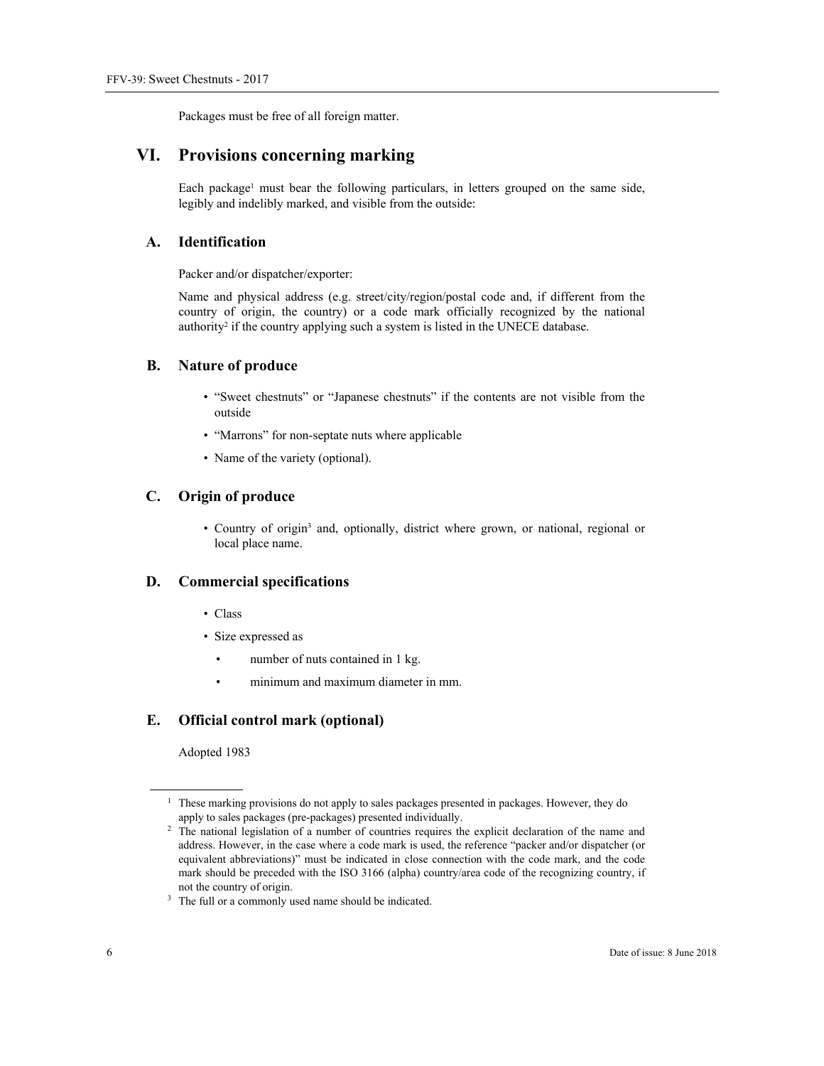Packages must be free of all foreign matter.

# VI. Provisions concerning marking

Each package[1] must bear the following particulars, in letters grouped on the same side, legibly and indelibly marked, and visible from the outside:

## A. Identification

Packer and/or dispatcher/exporter:

Name and physical address (e.g. street/city/region/postal code and, if different from the country of origin, the country) or a code mark officially recognized by the national authority[2] if the country applying such a system is listed in the UNECE database.

## B. Nature of produce

- "Sweet chestnuts" or "Japanese chestnuts" if the contents are not visible from the outside
- "Marrons" for non-septate nuts where applicable
- Name of the variety (optional).

## C. Origin of produce

- Country of origin[3] and, optionally, district where grown, or national, regional or local place name.

## D. Commercial specifications

- Class
- Size expressed as
  - number of nuts contained in 1 kg.
  - minimum and maximum diameter in mm.

## E. Official control mark (optional)

Adopted 1983

---

[1] These marking provisions do not apply to sales packages presented in packages. However, they do apply to sales packages (pre-packages) presented individually.

[2] The national legislation of a number of countries requires the explicit declaration of the name and address. However, in the case where a code mark is used, the reference "packer and/or dispatcher (or equivalent abbreviations)" must be indicated in close connection with the code mark, and the code mark should be preceded with the ISO 3166 (alpha) country/area code of the recognizing country, if not the country of origin.

[3] The full or a commonly used name should be indicated.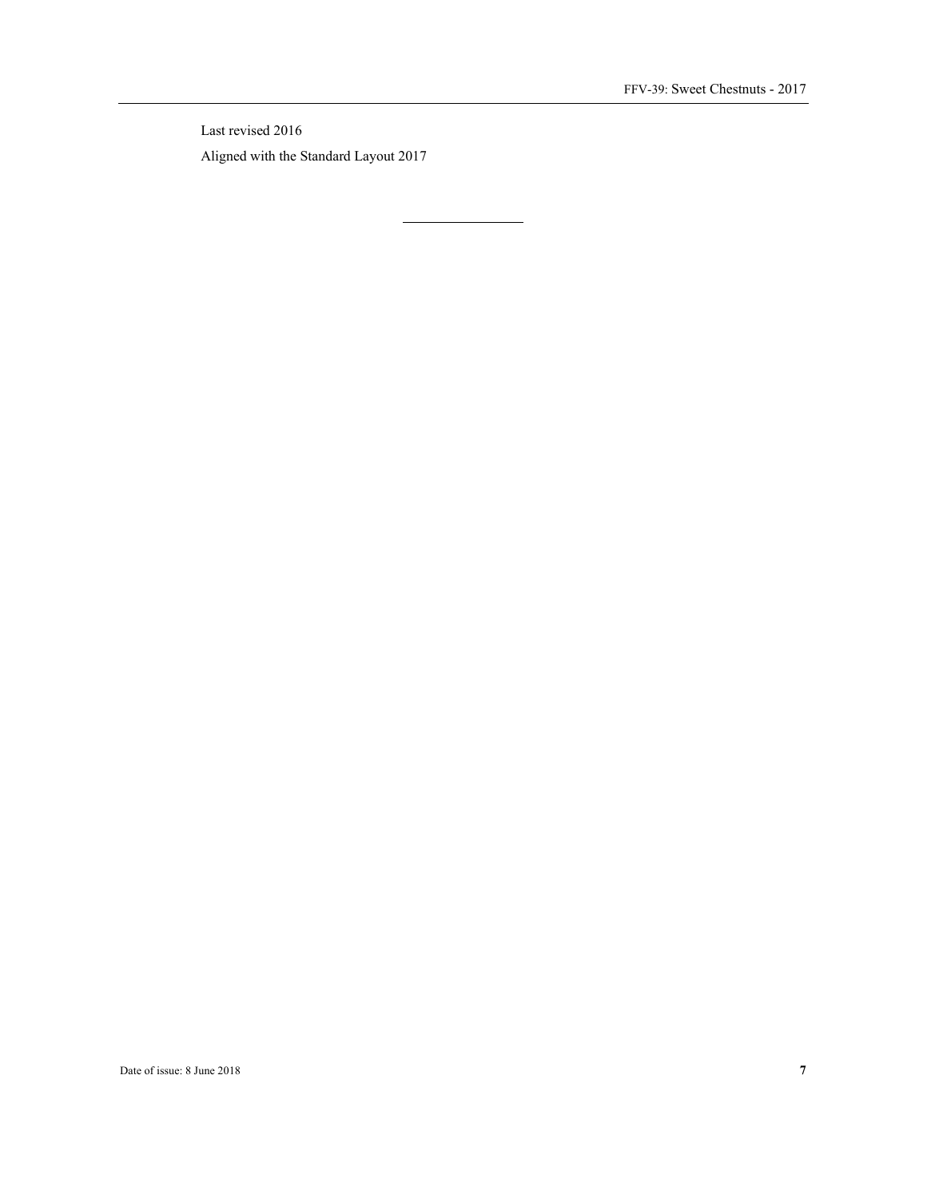Last revised 2016

Aligned with the Standard Layout 2017